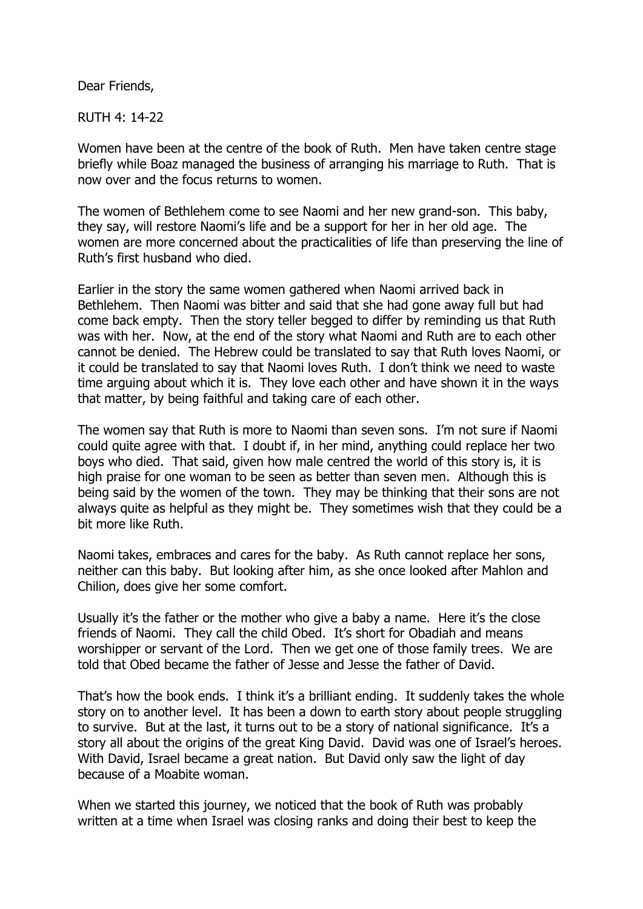Dear Friends,

RUTH 4: 14-22

Women have been at the centre of the book of Ruth. Men have taken centre stage briefly while Boaz managed the business of arranging his marriage to Ruth. That is now over and the focus returns to women.

The women of Bethlehem come to see Naomi and her new grand-son. This baby, they say, will restore Naomi's life and be a support for her in her old age. The women are more concerned about the practicalities of life than preserving the line of Ruth's first husband who died.

Earlier in the story the same women gathered when Naomi arrived back in Bethlehem. Then Naomi was bitter and said that she had gone away full but had come back empty. Then the story teller begged to differ by reminding us that Ruth was with her. Now, at the end of the story what Naomi and Ruth are to each other cannot be denied. The Hebrew could be translated to say that Ruth loves Naomi, or it could be translated to say that Naomi loves Ruth. I don't think we need to waste time arguing about which it is. They love each other and have shown it in the ways that matter, by being faithful and taking care of each other.

The women say that Ruth is more to Naomi than seven sons. I'm not sure if Naomi could quite agree with that. I doubt if, in her mind, anything could replace her two boys who died. That said, given how male centred the world of this story is, it is high praise for one woman to be seen as better than seven men. Although this is being said by the women of the town. They may be thinking that their sons are not always quite as helpful as they might be. They sometimes wish that they could be a bit more like Ruth.

Naomi takes, embraces and cares for the baby. As Ruth cannot replace her sons, neither can this baby. But looking after him, as she once looked after Mahlon and Chilion, does give her some comfort.

Usually it's the father or the mother who give a baby a name. Here it's the close friends of Naomi. They call the child Obed. It's short for Obadiah and means worshipper or servant of the Lord. Then we get one of those family trees. We are told that Obed became the father of Jesse and Jesse the father of David.

That's how the book ends. I think it's a brilliant ending. It suddenly takes the whole story on to another level. It has been a down to earth story about people struggling to survive. But at the last, it turns out to be a story of national significance. It's a story all about the origins of the great King David. David was one of Israel's heroes. With David, Israel became a great nation. But David only saw the light of day because of a Moabite woman.

When we started this journey, we noticed that the book of Ruth was probably written at a time when Israel was closing ranks and doing their best to keep the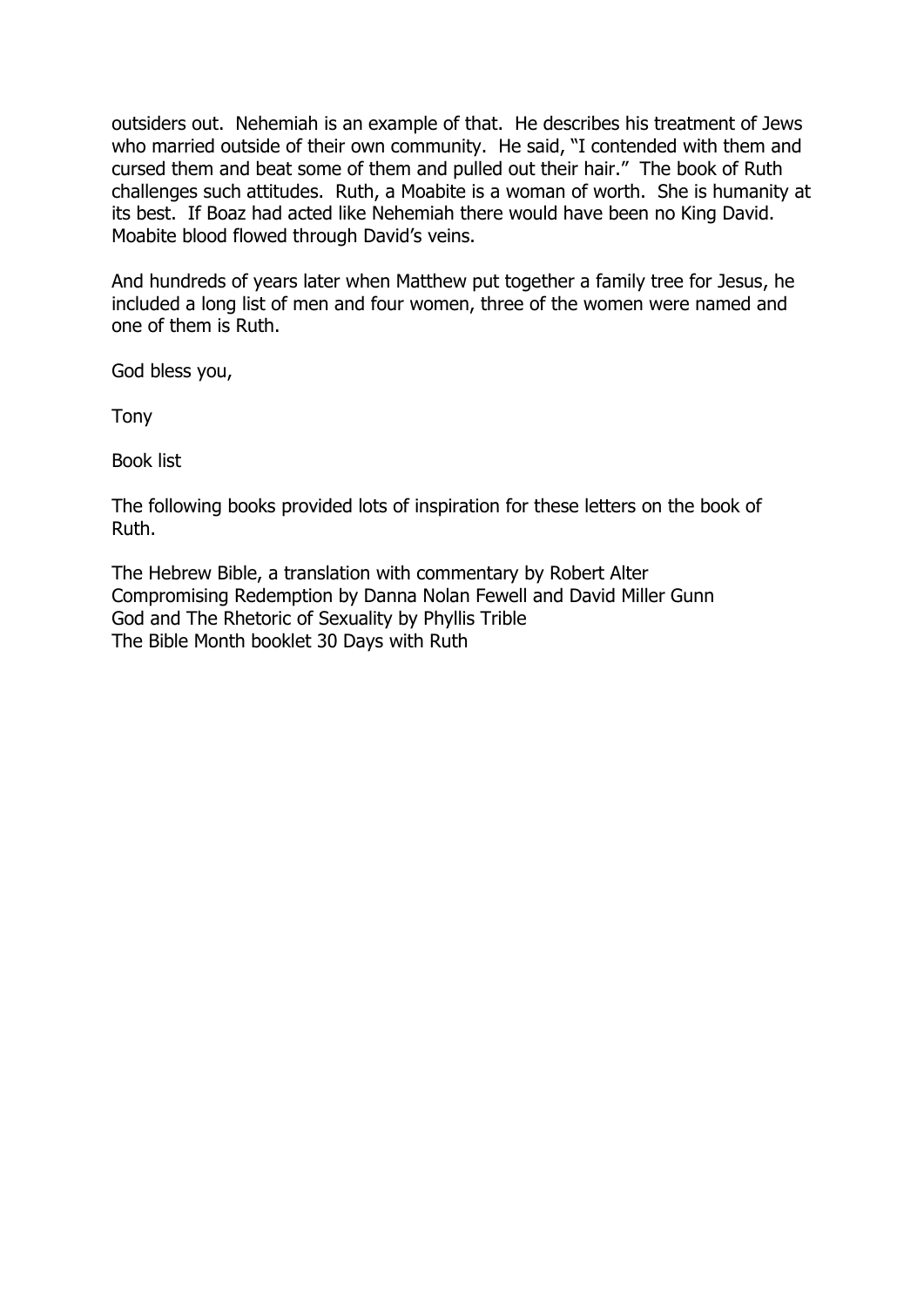outsiders out. Nehemiah is an example of that. He describes his treatment of Jews who married outside of their own community. He said, "I contended with them and cursed them and beat some of them and pulled out their hair." The book of Ruth challenges such attitudes. Ruth, a Moabite is a woman of worth. She is humanity at its best. If Boaz had acted like Nehemiah there would have been no King David. Moabite blood flowed through David's veins.

And hundreds of years later when Matthew put together a family tree for Jesus, he included a long list of men and four women, three of the women were named and one of them is Ruth.

God bless you,

Tony

Book list

The following books provided lots of inspiration for these letters on the book of Ruth.

The Hebrew Bible, a translation with commentary by Robert Alter
Compromising Redemption by Danna Nolan Fewell and David Miller Gunn
God and The Rhetoric of Sexuality by Phyllis Trible
The Bible Month booklet 30 Days with Ruth